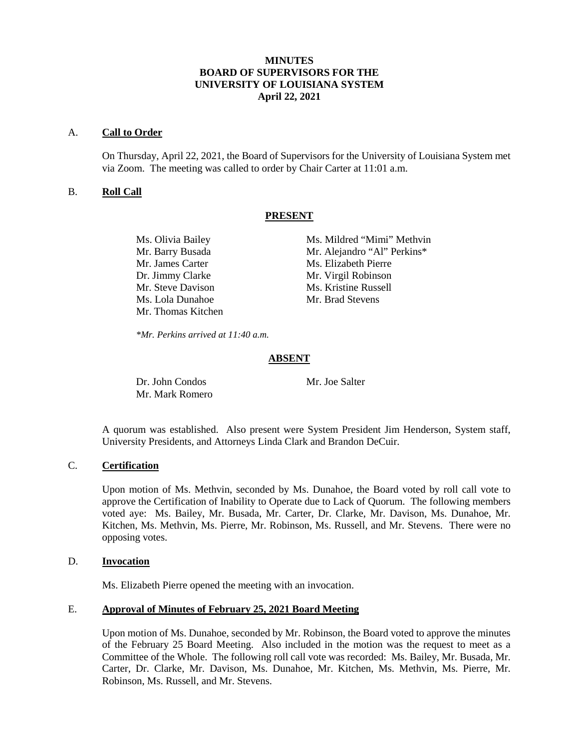# MINUTES
# BOARD OF SUPERVISORS FOR THE UNIVERSITY OF LOUISIANA SYSTEM
# April 22, 2021

## A. **Call to Order**

On Thursday, April 22, 2021, the Board of Supervisors for the University of Louisiana System met via Zoom. The meeting was called to order by Chair Carter at 11:01 a.m.

## B. **Roll Call**

**PRESENT**

Ms. Olivia Bailey
Mr. Barry Busada
Mr. James Carter
Dr. Jimmy Clarke
Mr. Steve Davison
Ms. Lola Dunahoe
Mr. Thomas Kitchen
Ms. Mildred "Mimi" Methvin
Mr. Alejandro "Al" Perkins*
Ms. Elizabeth Pierre
Mr. Virgil Robinson
Ms. Kristine Russell
Mr. Brad Stevens

*\*Mr. Perkins arrived at 11:40 a.m.*

**ABSENT**

Dr. John Condos
Mr. Mark Romero
Mr. Joe Salter

A quorum was established. Also present were System President Jim Henderson, System staff, University Presidents, and Attorneys Linda Clark and Brandon DeCuir.

## C. **Certification**

Upon motion of Ms. Methvin, seconded by Ms. Dunahoe, the Board voted by roll call vote to approve the Certification of Inability to Operate due to Lack of Quorum. The following members voted aye: Ms. Bailey, Mr. Busada, Mr. Carter, Dr. Clarke, Mr. Davison, Ms. Dunahoe, Mr. Kitchen, Ms. Methvin, Ms. Pierre, Mr. Robinson, Ms. Russell, and Mr. Stevens. There were no opposing votes.

## D. **Invocation**

Ms. Elizabeth Pierre opened the meeting with an invocation.

## E. **Approval of Minutes of February 25, 2021 Board Meeting**

Upon motion of Ms. Dunahoe, seconded by Mr. Robinson, the Board voted to approve the minutes of the February 25 Board Meeting. Also included in the motion was the request to meet as a Committee of the Whole. The following roll call vote was recorded: Ms. Bailey, Mr. Busada, Mr. Carter, Dr. Clarke, Mr. Davison, Ms. Dunahoe, Mr. Kitchen, Ms. Methvin, Ms. Pierre, Mr. Robinson, Ms. Russell, and Mr. Stevens.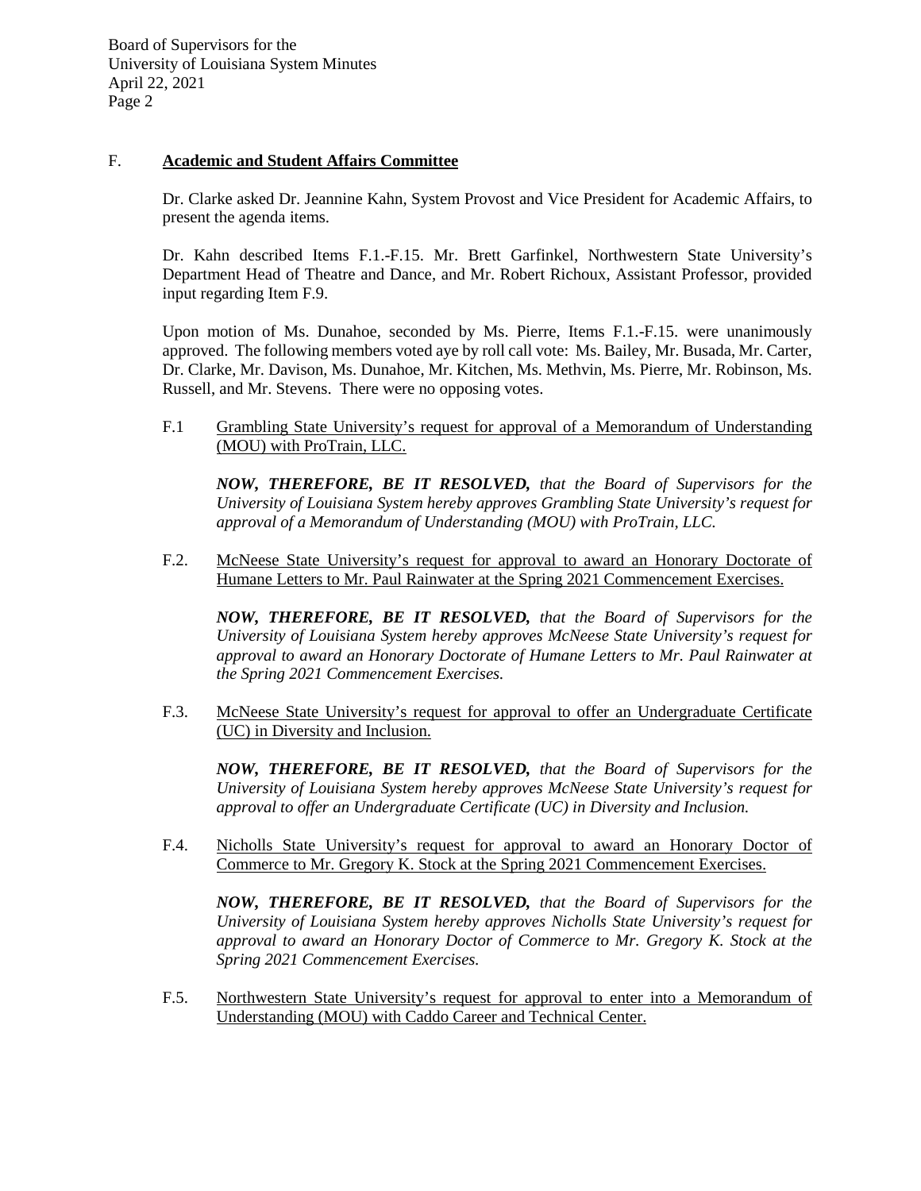## F. **Academic and Student Affairs Committee**

Dr. Clarke asked Dr. Jeannine Kahn, System Provost and Vice President for Academic Affairs, to present the agenda items.

Dr. Kahn described Items F.1.-F.15. Mr. Brett Garfinkel, Northwestern State University's Department Head of Theatre and Dance, and Mr. Robert Richoux, Assistant Professor, provided input regarding Item F.9.

Upon motion of Ms. Dunahoe, seconded by Ms. Pierre, Items F.1.-F.15. were unanimously approved. The following members voted aye by roll call vote: Ms. Bailey, Mr. Busada, Mr. Carter, Dr. Clarke, Mr. Davison, Ms. Dunahoe, Mr. Kitchen, Ms. Methvin, Ms. Pierre, Mr. Robinson, Ms. Russell, and Mr. Stevens. There were no opposing votes.

F.1 Grambling State University's request for approval of a Memorandum of Understanding (MOU) with ProTrain, LLC.

***NOW, THEREFORE, BE IT RESOLVED,*** *that the Board of Supervisors for the University of Louisiana System hereby approves Grambling State University's request for approval of a Memorandum of Understanding (MOU) with ProTrain, LLC.*

F.2. McNeese State University's request for approval to award an Honorary Doctorate of Humane Letters to Mr. Paul Rainwater at the Spring 2021 Commencement Exercises.

***NOW, THEREFORE, BE IT RESOLVED,*** *that the Board of Supervisors for the University of Louisiana System hereby approves McNeese State University's request for approval to award an Honorary Doctorate of Humane Letters to Mr. Paul Rainwater at the Spring 2021 Commencement Exercises.*

F.3. McNeese State University's request for approval to offer an Undergraduate Certificate (UC) in Diversity and Inclusion.

***NOW, THEREFORE, BE IT RESOLVED,*** *that the Board of Supervisors for the University of Louisiana System hereby approves McNeese State University's request for approval to offer an Undergraduate Certificate (UC) in Diversity and Inclusion.*

F.4. Nicholls State University's request for approval to award an Honorary Doctor of Commerce to Mr. Gregory K. Stock at the Spring 2021 Commencement Exercises.

***NOW, THEREFORE, BE IT RESOLVED,*** *that the Board of Supervisors for the University of Louisiana System hereby approves Nicholls State University's request for approval to award an Honorary Doctor of Commerce to Mr. Gregory K. Stock at the Spring 2021 Commencement Exercises.*

F.5. Northwestern State University's request for approval to enter into a Memorandum of Understanding (MOU) with Caddo Career and Technical Center.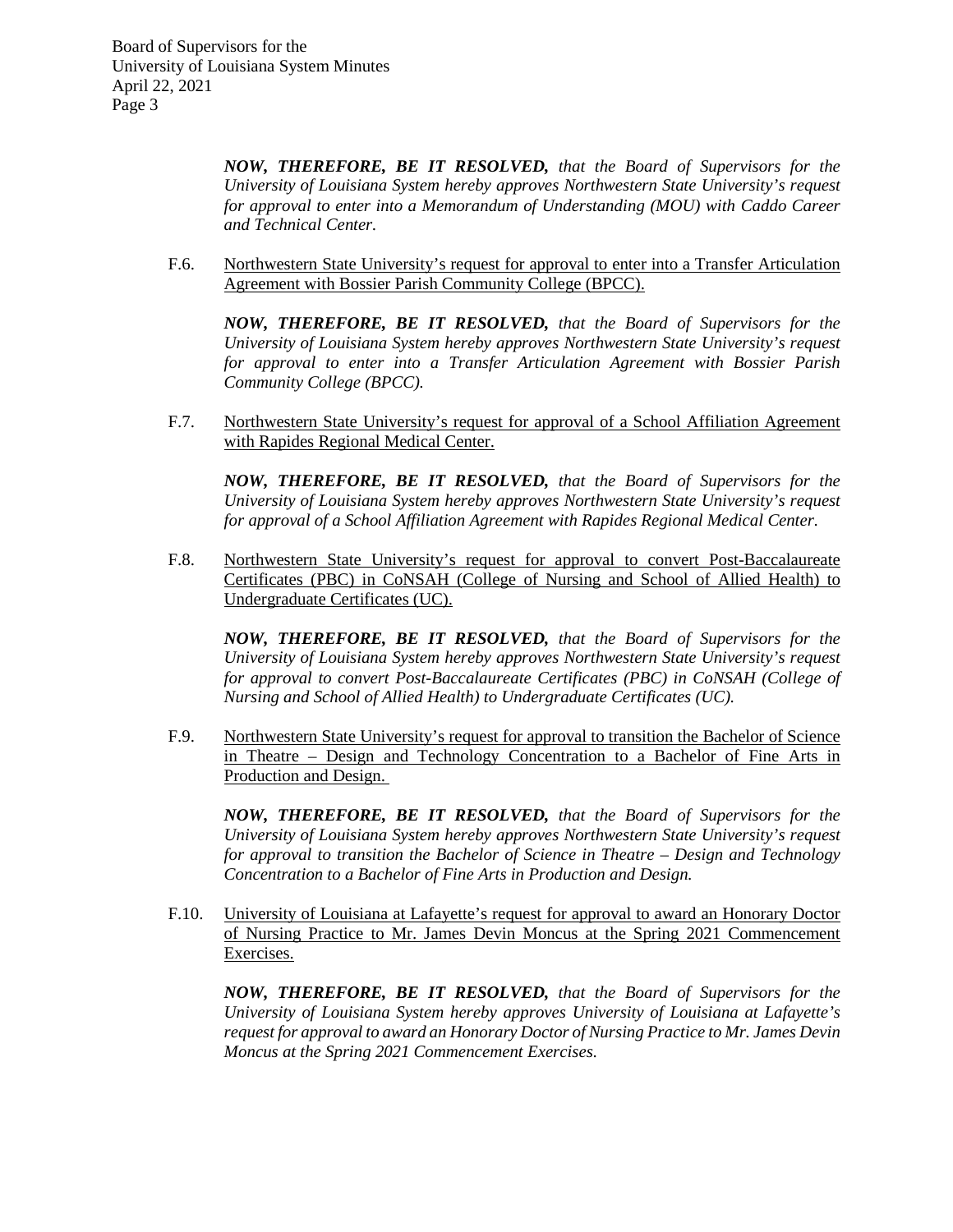***NOW, THEREFORE, BE IT RESOLVED,*** *that the Board of Supervisors for the University of Louisiana System hereby approves Northwestern State University's request for approval to enter into a Memorandum of Understanding (MOU) with Caddo Career and Technical Center.*

F.6. <u>Northwestern State University's request for approval to enter into a Transfer Articulation Agreement with Bossier Parish Community College (BPCC).</u>

***NOW, THEREFORE, BE IT RESOLVED,*** *that the Board of Supervisors for the University of Louisiana System hereby approves Northwestern State University's request for approval to enter into a Transfer Articulation Agreement with Bossier Parish Community College (BPCC).*

F.7. <u>Northwestern State University's request for approval of a School Affiliation Agreement with Rapides Regional Medical Center.</u>

***NOW, THEREFORE, BE IT RESOLVED,*** *that the Board of Supervisors for the University of Louisiana System hereby approves Northwestern State University's request for approval of a School Affiliation Agreement with Rapides Regional Medical Center.*

F.8. <u>Northwestern State University's request for approval to convert Post-Baccalaureate Certificates (PBC) in CoNSAH (College of Nursing and School of Allied Health) to Undergraduate Certificates (UC).</u>

***NOW, THEREFORE, BE IT RESOLVED,*** *that the Board of Supervisors for the University of Louisiana System hereby approves Northwestern State University's request for approval to convert Post-Baccalaureate Certificates (PBC) in CoNSAH (College of Nursing and School of Allied Health) to Undergraduate Certificates (UC).*

F.9. <u>Northwestern State University's request for approval to transition the Bachelor of Science in Theatre – Design and Technology Concentration to a Bachelor of Fine Arts in Production and Design.</u>

***NOW, THEREFORE, BE IT RESOLVED,*** *that the Board of Supervisors for the University of Louisiana System hereby approves Northwestern State University's request for approval to transition the Bachelor of Science in Theatre – Design and Technology Concentration to a Bachelor of Fine Arts in Production and Design.*

F.10. <u>University of Louisiana at Lafayette's request for approval to award an Honorary Doctor of Nursing Practice to Mr. James Devin Moncus at the Spring 2021 Commencement Exercises.</u>

***NOW, THEREFORE, BE IT RESOLVED,*** *that the Board of Supervisors for the University of Louisiana System hereby approves University of Louisiana at Lafayette's request for approval to award an Honorary Doctor of Nursing Practice to Mr. James Devin Moncus at the Spring 2021 Commencement Exercises.*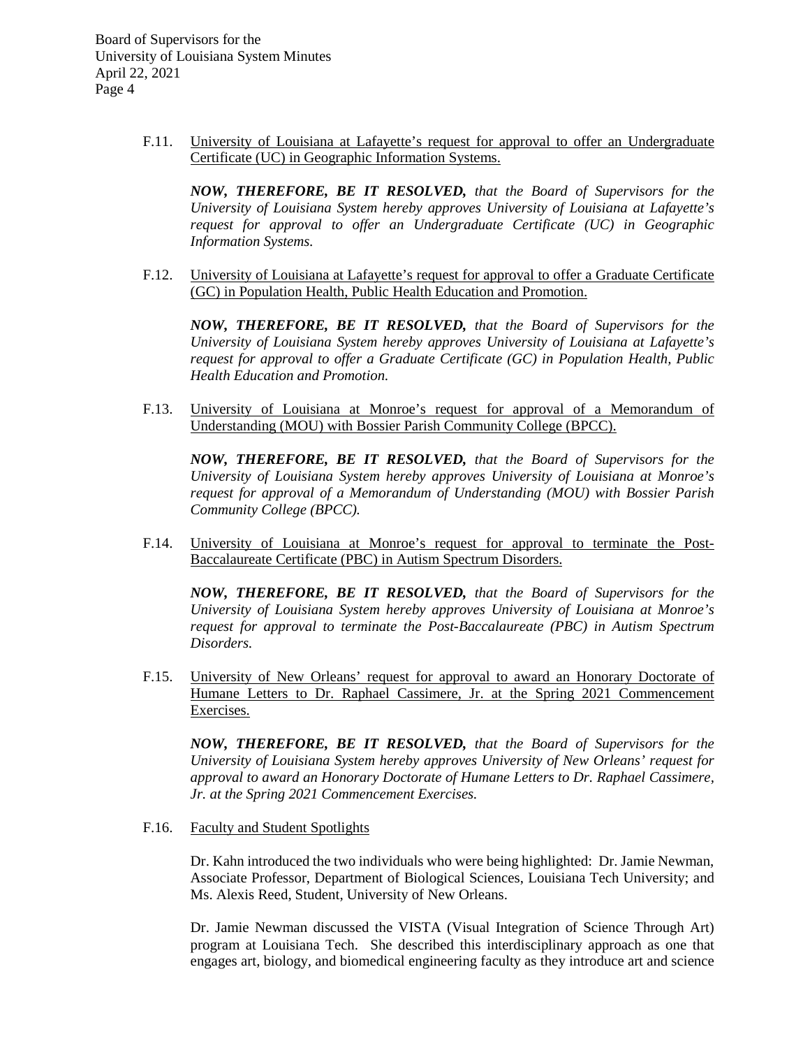F.11. <u>University of Louisiana at Lafayette's request for approval to offer an Undergraduate Certificate (UC) in Geographic Information Systems.</u>

***NOW, THEREFORE, BE IT RESOLVED,*** *that the Board of Supervisors for the University of Louisiana System hereby approves University of Louisiana at Lafayette's request for approval to offer an Undergraduate Certificate (UC) in Geographic Information Systems.*

F.12. <u>University of Louisiana at Lafayette's request for approval to offer a Graduate Certificate (GC) in Population Health, Public Health Education and Promotion.</u>

***NOW, THEREFORE, BE IT RESOLVED,*** *that the Board of Supervisors for the University of Louisiana System hereby approves University of Louisiana at Lafayette's request for approval to offer a Graduate Certificate (GC) in Population Health, Public Health Education and Promotion.*

F.13. <u>University of Louisiana at Monroe's request for approval of a Memorandum of Understanding (MOU) with Bossier Parish Community College (BPCC).</u>

***NOW, THEREFORE, BE IT RESOLVED,*** *that the Board of Supervisors for the University of Louisiana System hereby approves University of Louisiana at Monroe's request for approval of a Memorandum of Understanding (MOU) with Bossier Parish Community College (BPCC).*

F.14. <u>University of Louisiana at Monroe's request for approval to terminate the Post-Baccalaureate Certificate (PBC) in Autism Spectrum Disorders.</u>

***NOW, THEREFORE, BE IT RESOLVED,*** *that the Board of Supervisors for the University of Louisiana System hereby approves University of Louisiana at Monroe's request for approval to terminate the Post-Baccalaureate (PBC) in Autism Spectrum Disorders.*

F.15. <u>University of New Orleans' request for approval to award an Honorary Doctorate of Humane Letters to Dr. Raphael Cassimere, Jr. at the Spring 2021 Commencement Exercises.</u>

***NOW, THEREFORE, BE IT RESOLVED,*** *that the Board of Supervisors for the University of Louisiana System hereby approves University of New Orleans' request for approval to award an Honorary Doctorate of Humane Letters to Dr. Raphael Cassimere, Jr. at the Spring 2021 Commencement Exercises.*

F.16. <u>Faculty and Student Spotlights</u>

Dr. Kahn introduced the two individuals who were being highlighted: Dr. Jamie Newman, Associate Professor, Department of Biological Sciences, Louisiana Tech University; and Ms. Alexis Reed, Student, University of New Orleans.

Dr. Jamie Newman discussed the VISTA (Visual Integration of Science Through Art) program at Louisiana Tech. She described this interdisciplinary approach as one that engages art, biology, and biomedical engineering faculty as they introduce art and science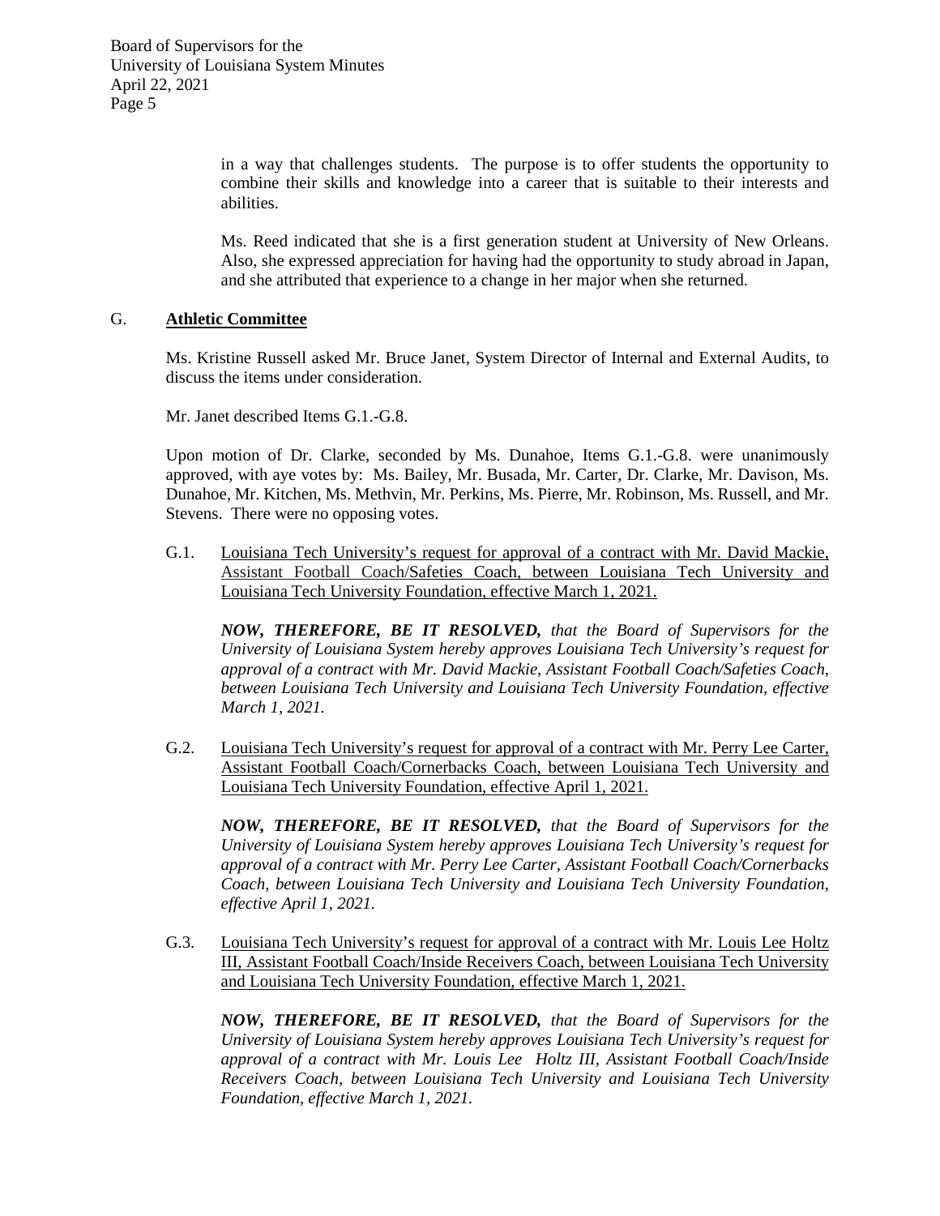in a way that challenges students. The purpose is to offer students the opportunity to combine their skills and knowledge into a career that is suitable to their interests and abilities.

Ms. Reed indicated that she is a first generation student at University of New Orleans. Also, she expressed appreciation for having had the opportunity to study abroad in Japan, and she attributed that experience to a change in her major when she returned.

G. **Athletic Committee**

Ms. Kristine Russell asked Mr. Bruce Janet, System Director of Internal and External Audits, to discuss the items under consideration.

Mr. Janet described Items G.1.-G.8.

Upon motion of Dr. Clarke, seconded by Ms. Dunahoe, Items G.1.-G.8. were unanimously approved, with aye votes by: Ms. Bailey, Mr. Busada, Mr. Carter, Dr. Clarke, Mr. Davison, Ms. Dunahoe, Mr. Kitchen, Ms. Methvin, Mr. Perkins, Ms. Pierre, Mr. Robinson, Ms. Russell, and Mr. Stevens. There were no opposing votes.

G.1. Louisiana Tech University's request for approval of a contract with Mr. David Mackie, Assistant Football Coach/Safeties Coach, between Louisiana Tech University and Louisiana Tech University Foundation, effective March 1, 2021.

***NOW, THEREFORE, BE IT RESOLVED,*** *that the Board of Supervisors for the University of Louisiana System hereby approves Louisiana Tech University's request for approval of a contract with Mr. David Mackie, Assistant Football Coach/Safeties Coach, between Louisiana Tech University and Louisiana Tech University Foundation, effective March 1, 2021.*

G.2. Louisiana Tech University's request for approval of a contract with Mr. Perry Lee Carter, Assistant Football Coach/Cornerbacks Coach, between Louisiana Tech University and Louisiana Tech University Foundation, effective April 1, 2021.

***NOW, THEREFORE, BE IT RESOLVED,*** *that the Board of Supervisors for the University of Louisiana System hereby approves Louisiana Tech University's request for approval of a contract with Mr. Perry Lee Carter, Assistant Football Coach/Cornerbacks Coach, between Louisiana Tech University and Louisiana Tech University Foundation, effective April 1, 2021.*

G.3. Louisiana Tech University's request for approval of a contract with Mr. Louis Lee Holtz III, Assistant Football Coach/Inside Receivers Coach, between Louisiana Tech University and Louisiana Tech University Foundation, effective March 1, 2021.

***NOW, THEREFORE, BE IT RESOLVED,*** *that the Board of Supervisors for the University of Louisiana System hereby approves Louisiana Tech University's request for approval of a contract with Mr. Louis Lee Holtz III, Assistant Football Coach/Inside Receivers Coach, between Louisiana Tech University and Louisiana Tech University Foundation, effective March 1, 2021.*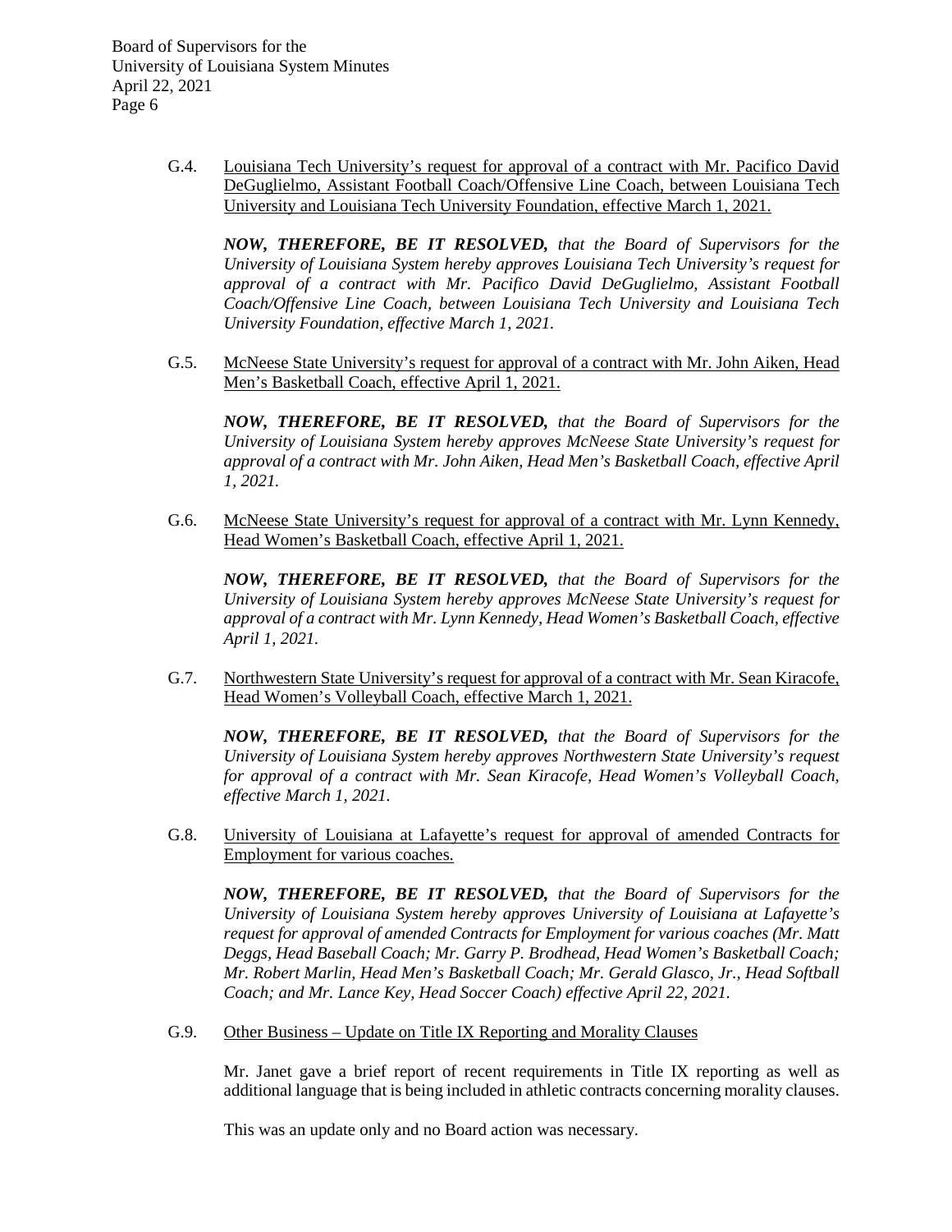G.4. Louisiana Tech University's request for approval of a contract with Mr. Pacifico David DeGuglielmo, Assistant Football Coach/Offensive Line Coach, between Louisiana Tech University and Louisiana Tech University Foundation, effective March 1, 2021.

***NOW, THEREFORE, BE IT RESOLVED,*** *that the Board of Supervisors for the University of Louisiana System hereby approves Louisiana Tech University's request for approval of a contract with Mr. Pacifico David DeGuglielmo, Assistant Football Coach/Offensive Line Coach, between Louisiana Tech University and Louisiana Tech University Foundation, effective March 1, 2021.*

G.5. McNeese State University's request for approval of a contract with Mr. John Aiken, Head Men's Basketball Coach, effective April 1, 2021.

***NOW, THEREFORE, BE IT RESOLVED,*** *that the Board of Supervisors for the University of Louisiana System hereby approves McNeese State University's request for approval of a contract with Mr. John Aiken, Head Men's Basketball Coach, effective April 1, 2021.*

G.6. McNeese State University's request for approval of a contract with Mr. Lynn Kennedy, Head Women's Basketball Coach, effective April 1, 2021.

***NOW, THEREFORE, BE IT RESOLVED,*** *that the Board of Supervisors for the University of Louisiana System hereby approves McNeese State University's request for approval of a contract with Mr. Lynn Kennedy, Head Women's Basketball Coach, effective April 1, 2021.*

G.7. Northwestern State University's request for approval of a contract with Mr. Sean Kiracofe, Head Women's Volleyball Coach, effective March 1, 2021.

***NOW, THEREFORE, BE IT RESOLVED,*** *that the Board of Supervisors for the University of Louisiana System hereby approves Northwestern State University's request for approval of a contract with Mr. Sean Kiracofe, Head Women's Volleyball Coach, effective March 1, 2021.*

G.8. University of Louisiana at Lafayette's request for approval of amended Contracts for Employment for various coaches.

***NOW, THEREFORE, BE IT RESOLVED,*** *that the Board of Supervisors for the University of Louisiana System hereby approves University of Louisiana at Lafayette's request for approval of amended Contracts for Employment for various coaches (Mr. Matt Deggs, Head Baseball Coach; Mr. Garry P. Brodhead, Head Women's Basketball Coach; Mr. Robert Marlin, Head Men's Basketball Coach; Mr. Gerald Glasco, Jr., Head Softball Coach; and Mr. Lance Key, Head Soccer Coach) effective April 22, 2021.*

G.9. Other Business – Update on Title IX Reporting and Morality Clauses

Mr. Janet gave a brief report of recent requirements in Title IX reporting as well as additional language that is being included in athletic contracts concerning morality clauses.

This was an update only and no Board action was necessary.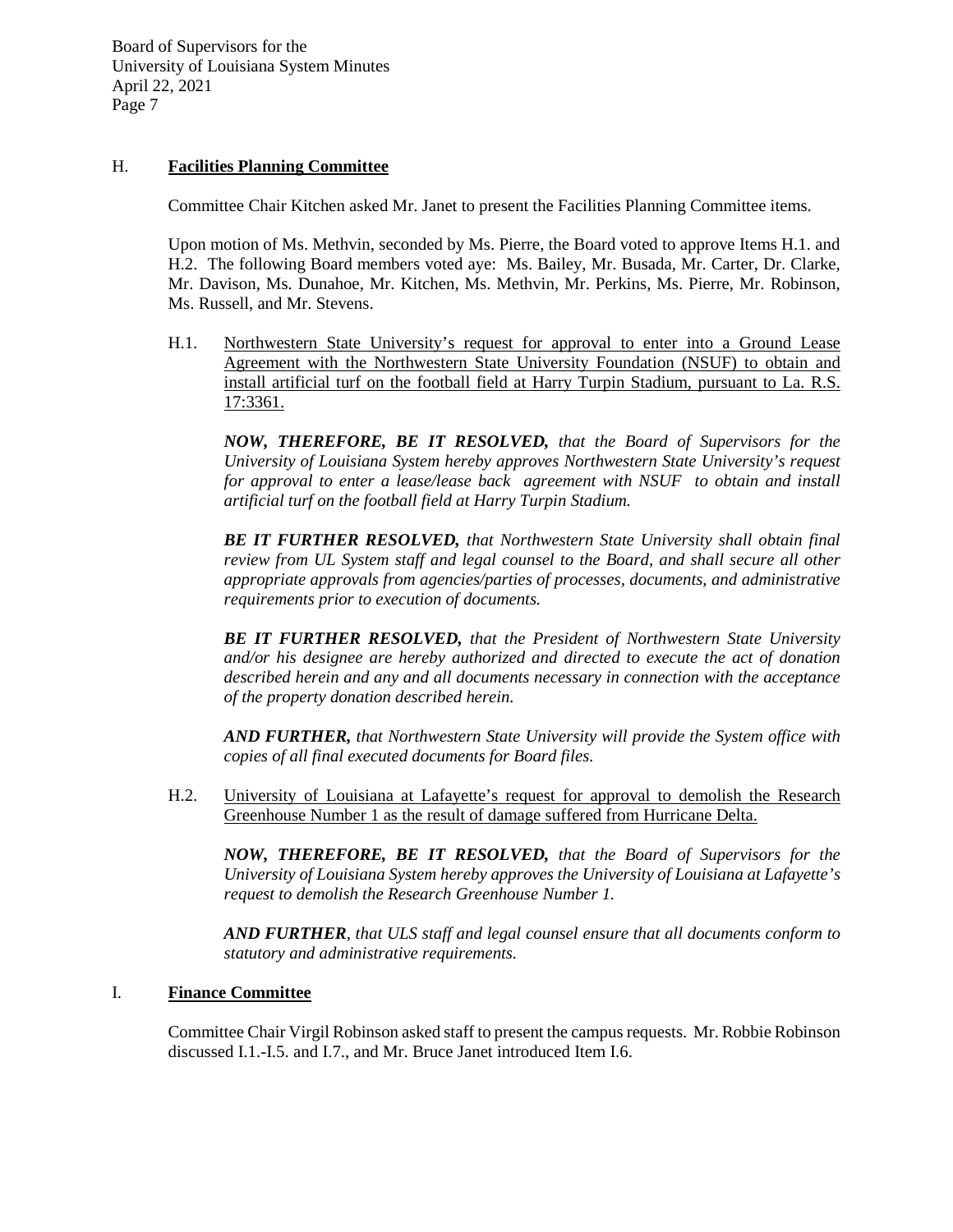## H. **Facilities Planning Committee**

Committee Chair Kitchen asked Mr. Janet to present the Facilities Planning Committee items.

Upon motion of Ms. Methvin, seconded by Ms. Pierre, the Board voted to approve Items H.1. and H.2. The following Board members voted aye: Ms. Bailey, Mr. Busada, Mr. Carter, Dr. Clarke, Mr. Davison, Ms. Dunahoe, Mr. Kitchen, Ms. Methvin, Mr. Perkins, Ms. Pierre, Mr. Robinson, Ms. Russell, and Mr. Stevens.

H.1. <u>Northwestern State University's request for approval to enter into a Ground Lease Agreement with the Northwestern State University Foundation (NSUF) to obtain and install artificial turf on the football field at Harry Turpin Stadium, pursuant to La. R.S. 17:3361.</u>

***NOW, THEREFORE, BE IT RESOLVED,*** *that the Board of Supervisors for the University of Louisiana System hereby approves Northwestern State University's request for approval to enter a lease/lease back agreement with NSUF to obtain and install artificial turf on the football field at Harry Turpin Stadium.*

***BE IT FURTHER RESOLVED,*** *that Northwestern State University shall obtain final review from UL System staff and legal counsel to the Board, and shall secure all other appropriate approvals from agencies/parties of processes, documents, and administrative requirements prior to execution of documents.*

***BE IT FURTHER RESOLVED,*** *that the President of Northwestern State University and/or his designee are hereby authorized and directed to execute the act of donation described herein and any and all documents necessary in connection with the acceptance of the property donation described herein.*

***AND FURTHER,*** *that Northwestern State University will provide the System office with copies of all final executed documents for Board files.*

H.2. <u>University of Louisiana at Lafayette's request for approval to demolish the Research Greenhouse Number 1 as the result of damage suffered from Hurricane Delta.</u>

***NOW, THEREFORE, BE IT RESOLVED,*** *that the Board of Supervisors for the University of Louisiana System hereby approves the University of Louisiana at Lafayette's request to demolish the Research Greenhouse Number 1.*

***AND FURTHER****, that ULS staff and legal counsel ensure that all documents conform to statutory and administrative requirements.*

## I. **Finance Committee**

Committee Chair Virgil Robinson asked staff to present the campus requests. Mr. Robbie Robinson discussed I.1.-I.5. and I.7., and Mr. Bruce Janet introduced Item I.6.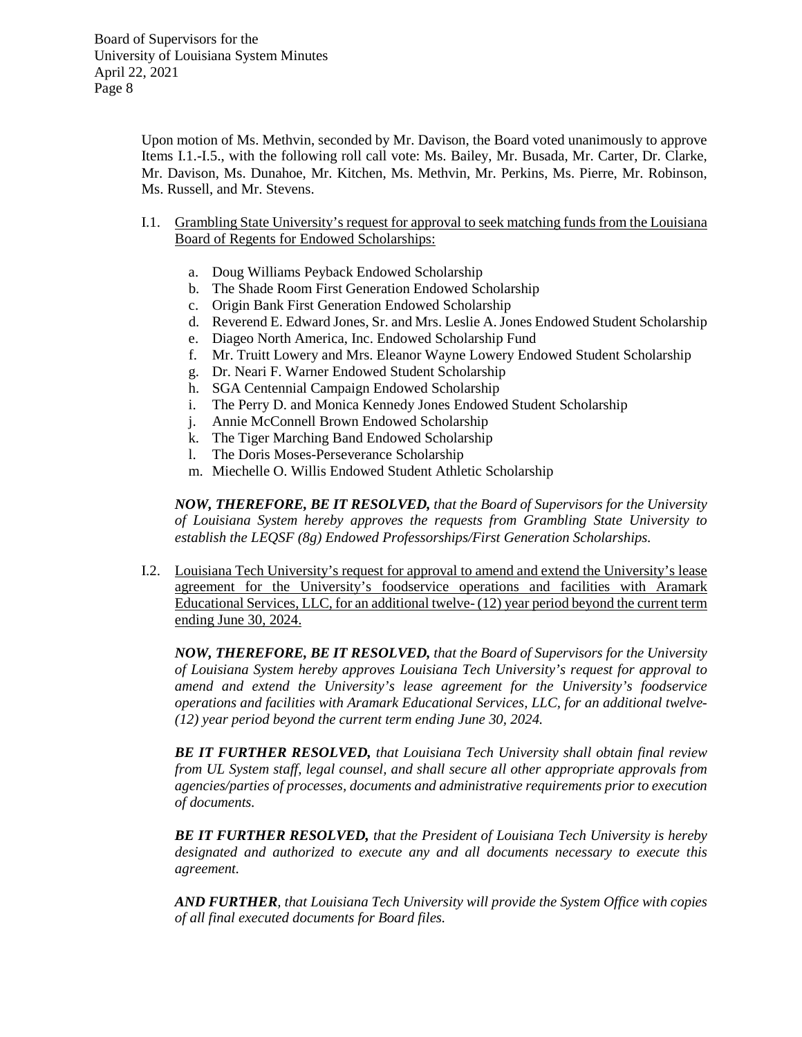Upon motion of Ms. Methvin, seconded by Mr. Davison, the Board voted unanimously to approve Items I.1.-I.5., with the following roll call vote: Ms. Bailey, Mr. Busada, Mr. Carter, Dr. Clarke, Mr. Davison, Ms. Dunahoe, Mr. Kitchen, Ms. Methvin, Mr. Perkins, Ms. Pierre, Mr. Robinson, Ms. Russell, and Mr. Stevens.

I.1. Grambling State University's request for approval to seek matching funds from the Louisiana Board of Regents for Endowed Scholarships:

a. Doug Williams Peyback Endowed Scholarship
b. The Shade Room First Generation Endowed Scholarship
c. Origin Bank First Generation Endowed Scholarship
d. Reverend E. Edward Jones, Sr. and Mrs. Leslie A. Jones Endowed Student Scholarship
e. Diageo North America, Inc. Endowed Scholarship Fund
f. Mr. Truitt Lowery and Mrs. Eleanor Wayne Lowery Endowed Student Scholarship
g. Dr. Neari F. Warner Endowed Student Scholarship
h. SGA Centennial Campaign Endowed Scholarship
i. The Perry D. and Monica Kennedy Jones Endowed Student Scholarship
j. Annie McConnell Brown Endowed Scholarship
k. The Tiger Marching Band Endowed Scholarship
l. The Doris Moses-Perseverance Scholarship
m. Miechelle O. Willis Endowed Student Athletic Scholarship

***NOW, THEREFORE, BE IT RESOLVED,*** *that the Board of Supervisors for the University of Louisiana System hereby approves the requests from Grambling State University to establish the LEQSF (8g) Endowed Professorships/First Generation Scholarships.*

I.2. Louisiana Tech University's request for approval to amend and extend the University's lease agreement for the University's foodservice operations and facilities with Aramark Educational Services, LLC, for an additional twelve- (12) year period beyond the current term ending June 30, 2024.

***NOW, THEREFORE, BE IT RESOLVED,*** *that the Board of Supervisors for the University of Louisiana System hereby approves Louisiana Tech University's request for approval to amend and extend the University's lease agreement for the University's foodservice operations and facilities with Aramark Educational Services, LLC, for an additional twelve- (12) year period beyond the current term ending June 30, 2024.*

***BE IT FURTHER RESOLVED,*** *that Louisiana Tech University shall obtain final review from UL System staff, legal counsel, and shall secure all other appropriate approvals from agencies/parties of processes, documents and administrative requirements prior to execution of documents.*

***BE IT FURTHER RESOLVED,*** *that the President of Louisiana Tech University is hereby designated and authorized to execute any and all documents necessary to execute this agreement.*

***AND FURTHER****, that Louisiana Tech University will provide the System Office with copies of all final executed documents for Board files.*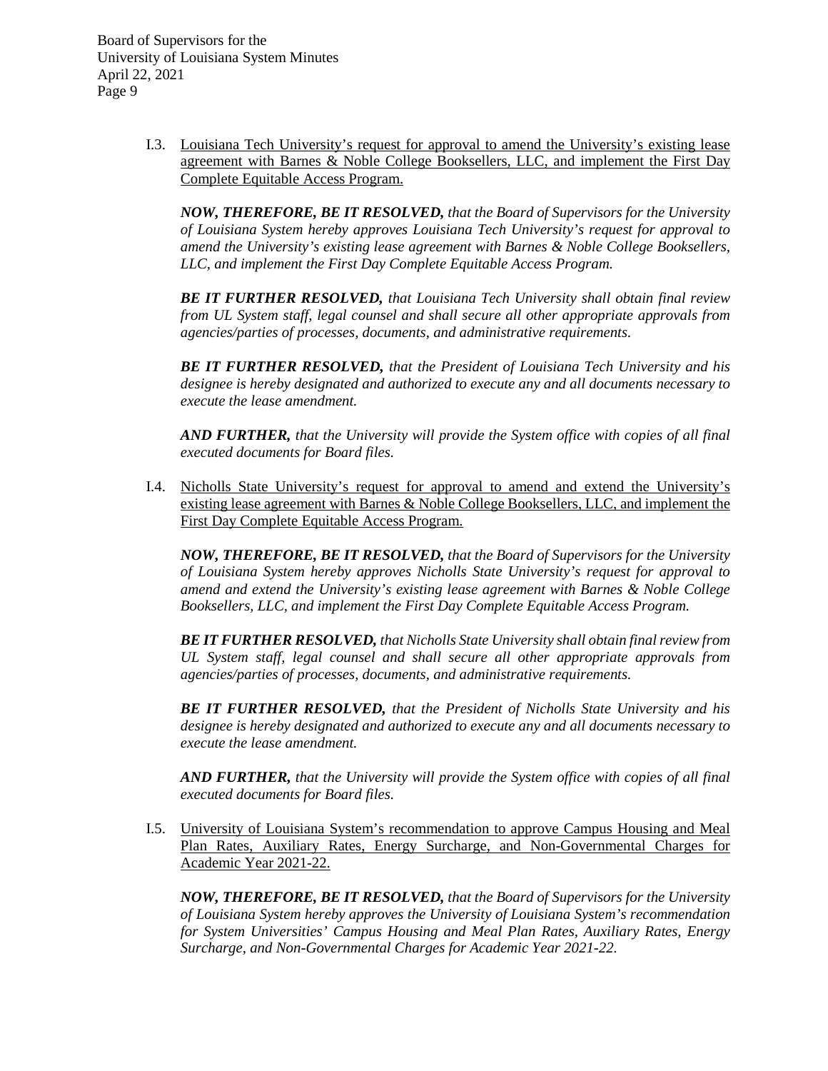I.3. Louisiana Tech University's request for approval to amend the University's existing lease agreement with Barnes & Noble College Booksellers, LLC, and implement the First Day Complete Equitable Access Program.

***NOW, THEREFORE, BE IT RESOLVED,*** *that the Board of Supervisors for the University of Louisiana System hereby approves Louisiana Tech University's request for approval to amend the University's existing lease agreement with Barnes & Noble College Booksellers, LLC, and implement the First Day Complete Equitable Access Program.*

***BE IT FURTHER RESOLVED,*** *that Louisiana Tech University shall obtain final review from UL System staff, legal counsel and shall secure all other appropriate approvals from agencies/parties of processes, documents, and administrative requirements.*

***BE IT FURTHER RESOLVED,*** *that the President of Louisiana Tech University and his designee is hereby designated and authorized to execute any and all documents necessary to execute the lease amendment.*

***AND FURTHER,*** *that the University will provide the System office with copies of all final executed documents for Board files.*

I.4. Nicholls State University's request for approval to amend and extend the University's existing lease agreement with Barnes & Noble College Booksellers, LLC, and implement the First Day Complete Equitable Access Program.

***NOW, THEREFORE, BE IT RESOLVED,*** *that the Board of Supervisors for the University of Louisiana System hereby approves Nicholls State University's request for approval to amend and extend the University's existing lease agreement with Barnes & Noble College Booksellers, LLC, and implement the First Day Complete Equitable Access Program.*

***BE IT FURTHER RESOLVED,*** *that Nicholls State University shall obtain final review from UL System staff, legal counsel and shall secure all other appropriate approvals from agencies/parties of processes, documents, and administrative requirements.*

***BE IT FURTHER RESOLVED,*** *that the President of Nicholls State University and his designee is hereby designated and authorized to execute any and all documents necessary to execute the lease amendment.*

***AND FURTHER,*** *that the University will provide the System office with copies of all final executed documents for Board files.*

I.5. University of Louisiana System's recommendation to approve Campus Housing and Meal Plan Rates, Auxiliary Rates, Energy Surcharge, and Non-Governmental Charges for Academic Year 2021-22.

***NOW, THEREFORE, BE IT RESOLVED,*** *that the Board of Supervisors for the University of Louisiana System hereby approves the University of Louisiana System's recommendation for System Universities' Campus Housing and Meal Plan Rates, Auxiliary Rates, Energy Surcharge, and Non-Governmental Charges for Academic Year 2021-22.*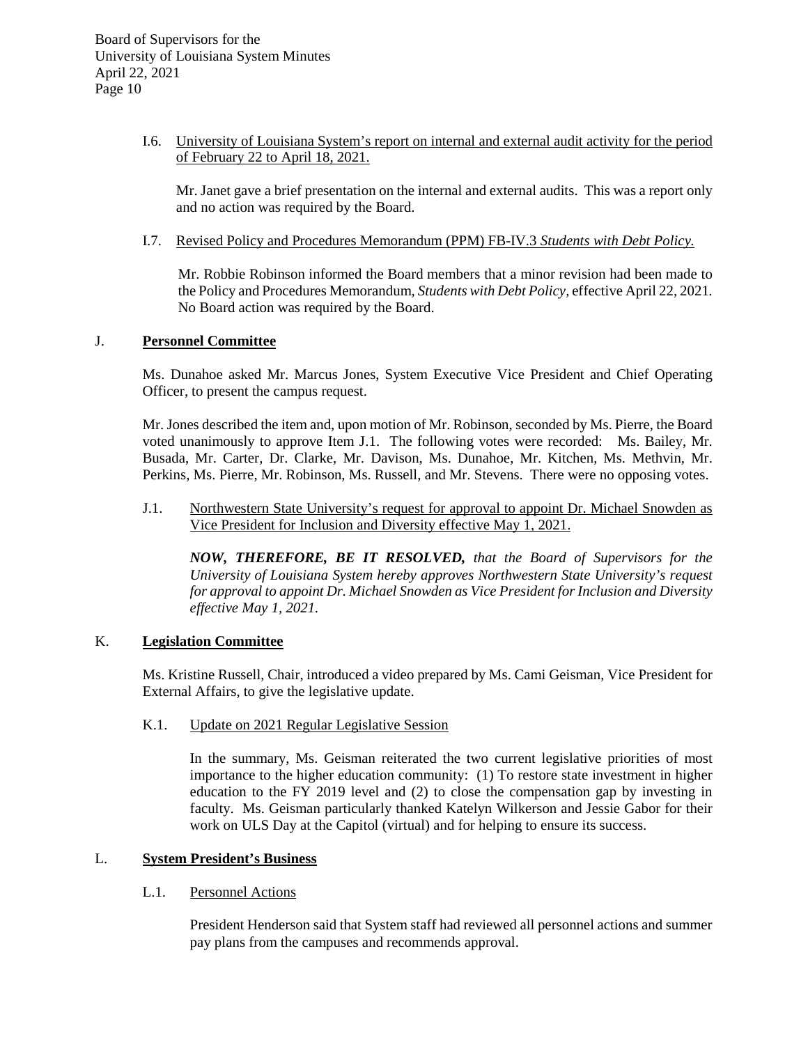I.6. University of Louisiana System's report on internal and external audit activity for the period of February 22 to April 18, 2021.

Mr. Janet gave a brief presentation on the internal and external audits. This was a report only and no action was required by the Board.

I.7. Revised Policy and Procedures Memorandum (PPM) FB-IV.3 *Students with Debt Policy.*

Mr. Robbie Robinson informed the Board members that a minor revision had been made to the Policy and Procedures Memorandum, *Students with Debt Policy*, effective April 22, 2021. No Board action was required by the Board.

## J. **Personnel Committee**

Ms. Dunahoe asked Mr. Marcus Jones, System Executive Vice President and Chief Operating Officer, to present the campus request.

Mr. Jones described the item and, upon motion of Mr. Robinson, seconded by Ms. Pierre, the Board voted unanimously to approve Item J.1. The following votes were recorded: Ms. Bailey, Mr. Busada, Mr. Carter, Dr. Clarke, Mr. Davison, Ms. Dunahoe, Mr. Kitchen, Ms. Methvin, Mr. Perkins, Ms. Pierre, Mr. Robinson, Ms. Russell, and Mr. Stevens. There were no opposing votes.

J.1. Northwestern State University's request for approval to appoint Dr. Michael Snowden as Vice President for Inclusion and Diversity effective May 1, 2021.

***NOW, THEREFORE, BE IT RESOLVED,*** *that the Board of Supervisors for the University of Louisiana System hereby approves Northwestern State University's request for approval to appoint Dr. Michael Snowden as Vice President for Inclusion and Diversity effective May 1, 2021.*

## K. **Legislation Committee**

Ms. Kristine Russell, Chair, introduced a video prepared by Ms. Cami Geisman, Vice President for External Affairs, to give the legislative update.

K.1. Update on 2021 Regular Legislative Session

In the summary, Ms. Geisman reiterated the two current legislative priorities of most importance to the higher education community: (1) To restore state investment in higher education to the FY 2019 level and (2) to close the compensation gap by investing in faculty. Ms. Geisman particularly thanked Katelyn Wilkerson and Jessie Gabor for their work on ULS Day at the Capitol (virtual) and for helping to ensure its success.

## L. **System President's Business**

L.1. Personnel Actions

President Henderson said that System staff had reviewed all personnel actions and summer pay plans from the campuses and recommends approval.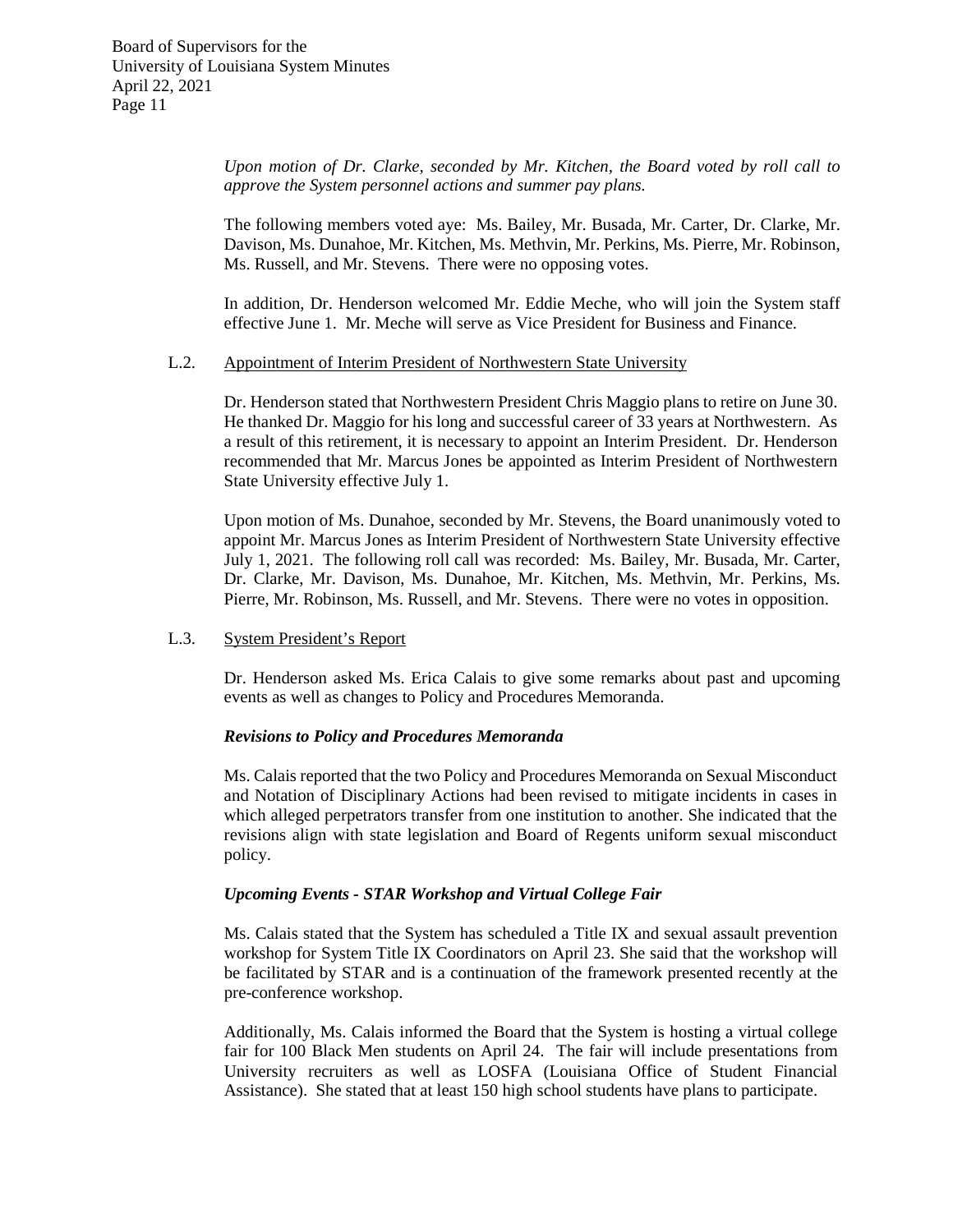*Upon motion of Dr. Clarke, seconded by Mr. Kitchen, the Board voted by roll call to approve the System personnel actions and summer pay plans.*

The following members voted aye: Ms. Bailey, Mr. Busada, Mr. Carter, Dr. Clarke, Mr. Davison, Ms. Dunahoe, Mr. Kitchen, Ms. Methvin, Mr. Perkins, Ms. Pierre, Mr. Robinson, Ms. Russell, and Mr. Stevens. There were no opposing votes.

In addition, Dr. Henderson welcomed Mr. Eddie Meche, who will join the System staff effective June 1. Mr. Meche will serve as Vice President for Business and Finance.

L.2. Appointment of Interim President of Northwestern State University

Dr. Henderson stated that Northwestern President Chris Maggio plans to retire on June 30. He thanked Dr. Maggio for his long and successful career of 33 years at Northwestern. As a result of this retirement, it is necessary to appoint an Interim President. Dr. Henderson recommended that Mr. Marcus Jones be appointed as Interim President of Northwestern State University effective July 1.

Upon motion of Ms. Dunahoe, seconded by Mr. Stevens, the Board unanimously voted to appoint Mr. Marcus Jones as Interim President of Northwestern State University effective July 1, 2021. The following roll call was recorded: Ms. Bailey, Mr. Busada, Mr. Carter, Dr. Clarke, Mr. Davison, Ms. Dunahoe, Mr. Kitchen, Ms. Methvin, Mr. Perkins, Ms. Pierre, Mr. Robinson, Ms. Russell, and Mr. Stevens. There were no votes in opposition.

L.3. System President's Report

Dr. Henderson asked Ms. Erica Calais to give some remarks about past and upcoming events as well as changes to Policy and Procedures Memoranda.

***Revisions to Policy and Procedures Memoranda***

Ms. Calais reported that the two Policy and Procedures Memoranda on Sexual Misconduct and Notation of Disciplinary Actions had been revised to mitigate incidents in cases in which alleged perpetrators transfer from one institution to another. She indicated that the revisions align with state legislation and Board of Regents uniform sexual misconduct policy.

***Upcoming Events - STAR Workshop and Virtual College Fair***

Ms. Calais stated that the System has scheduled a Title IX and sexual assault prevention workshop for System Title IX Coordinators on April 23. She said that the workshop will be facilitated by STAR and is a continuation of the framework presented recently at the pre-conference workshop.

Additionally, Ms. Calais informed the Board that the System is hosting a virtual college fair for 100 Black Men students on April 24. The fair will include presentations from University recruiters as well as LOSFA (Louisiana Office of Student Financial Assistance). She stated that at least 150 high school students have plans to participate.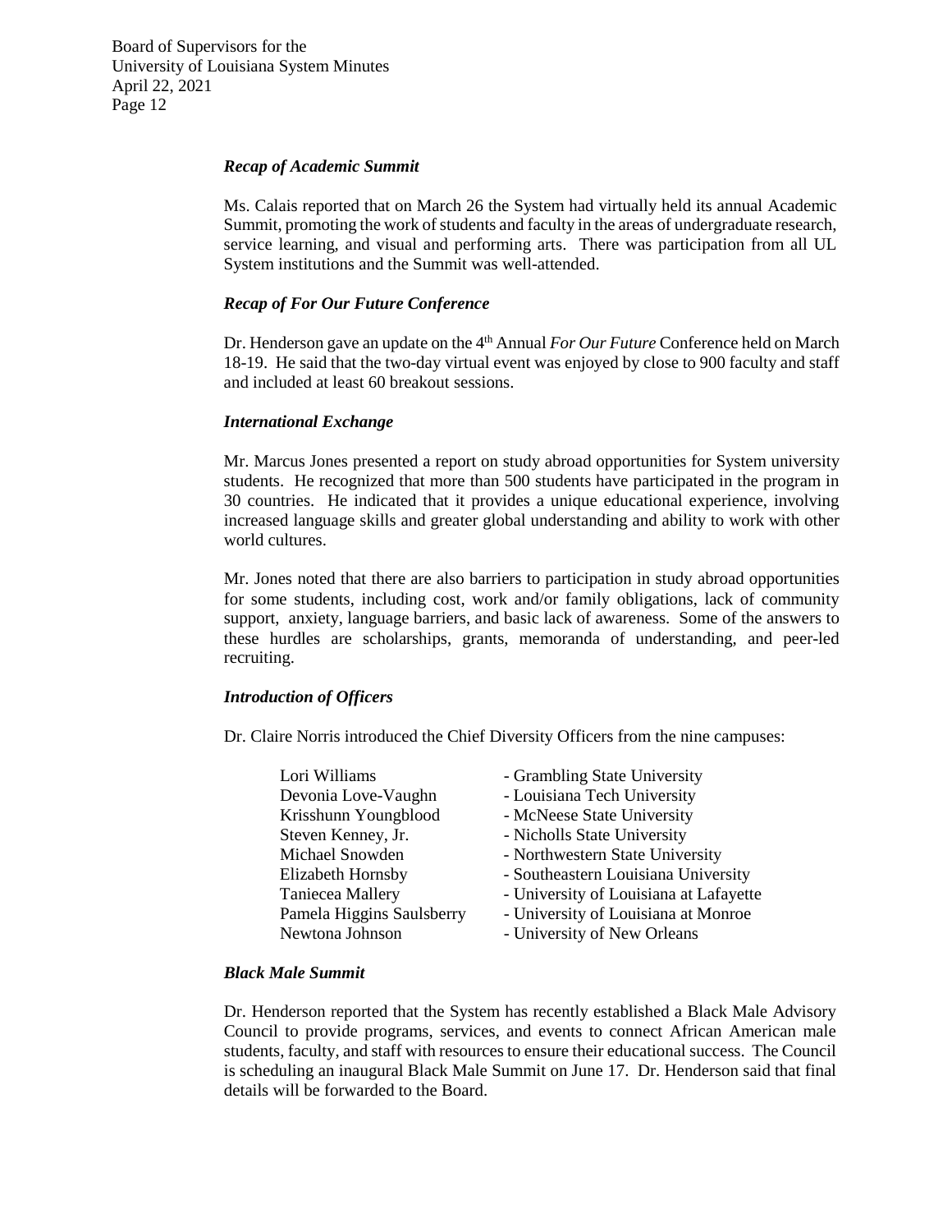***Recap of Academic Summit***

Ms. Calais reported that on March 26 the System had virtually held its annual Academic Summit, promoting the work of students and faculty in the areas of undergraduate research, service learning, and visual and performing arts. There was participation from all UL System institutions and the Summit was well-attended.

***Recap of For Our Future Conference***

Dr. Henderson gave an update on the 4th Annual *For Our Future* Conference held on March 18-19. He said that the two-day virtual event was enjoyed by close to 900 faculty and staff and included at least 60 breakout sessions.

***International Exchange***

Mr. Marcus Jones presented a report on study abroad opportunities for System university students. He recognized that more than 500 students have participated in the program in 30 countries. He indicated that it provides a unique educational experience, involving increased language skills and greater global understanding and ability to work with other world cultures.

Mr. Jones noted that there are also barriers to participation in study abroad opportunities for some students, including cost, work and/or family obligations, lack of community support, anxiety, language barriers, and basic lack of awareness. Some of the answers to these hurdles are scholarships, grants, memoranda of understanding, and peer-led recruiting.

***Introduction of Officers***

Dr. Claire Norris introduced the Chief Diversity Officers from the nine campuses:

| | |
|---|---|
| Lori Williams | - Grambling State University |
| Devonia Love-Vaughn | - Louisiana Tech University |
| Krisshunn Youngblood | - McNeese State University |
| Steven Kenney, Jr. | - Nicholls State University |
| Michael Snowden | - Northwestern State University |
| Elizabeth Hornsby | - Southeastern Louisiana University |
| Taniecea Mallery | - University of Louisiana at Lafayette |
| Pamela Higgins Saulsberry | - University of Louisiana at Monroe |
| Newtona Johnson | - University of New Orleans |

***Black Male Summit***

Dr. Henderson reported that the System has recently established a Black Male Advisory Council to provide programs, services, and events to connect African American male students, faculty, and staff with resources to ensure their educational success. The Council is scheduling an inaugural Black Male Summit on June 17. Dr. Henderson said that final details will be forwarded to the Board.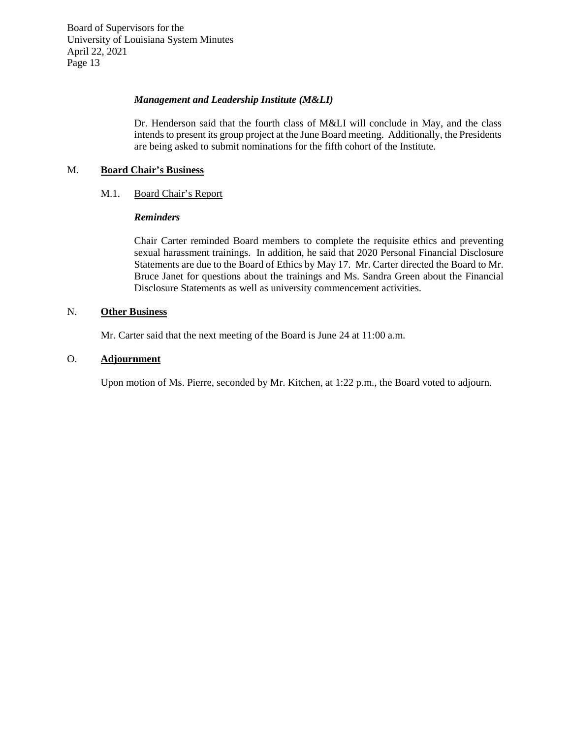***Management and Leadership Institute (M&LI)***

Dr. Henderson said that the fourth class of M&LI will conclude in May, and the class intends to present its group project at the June Board meeting. Additionally, the Presidents are being asked to submit nominations for the fifth cohort of the Institute.

## M. **Board Chair's Business**

### M.1. Board Chair's Report

***Reminders***

Chair Carter reminded Board members to complete the requisite ethics and preventing sexual harassment trainings. In addition, he said that 2020 Personal Financial Disclosure Statements are due to the Board of Ethics by May 17. Mr. Carter directed the Board to Mr. Bruce Janet for questions about the trainings and Ms. Sandra Green about the Financial Disclosure Statements as well as university commencement activities.

## N. **Other Business**

Mr. Carter said that the next meeting of the Board is June 24 at 11:00 a.m.

## O. **Adjournment**

Upon motion of Ms. Pierre, seconded by Mr. Kitchen, at 1:22 p.m., the Board voted to adjourn.